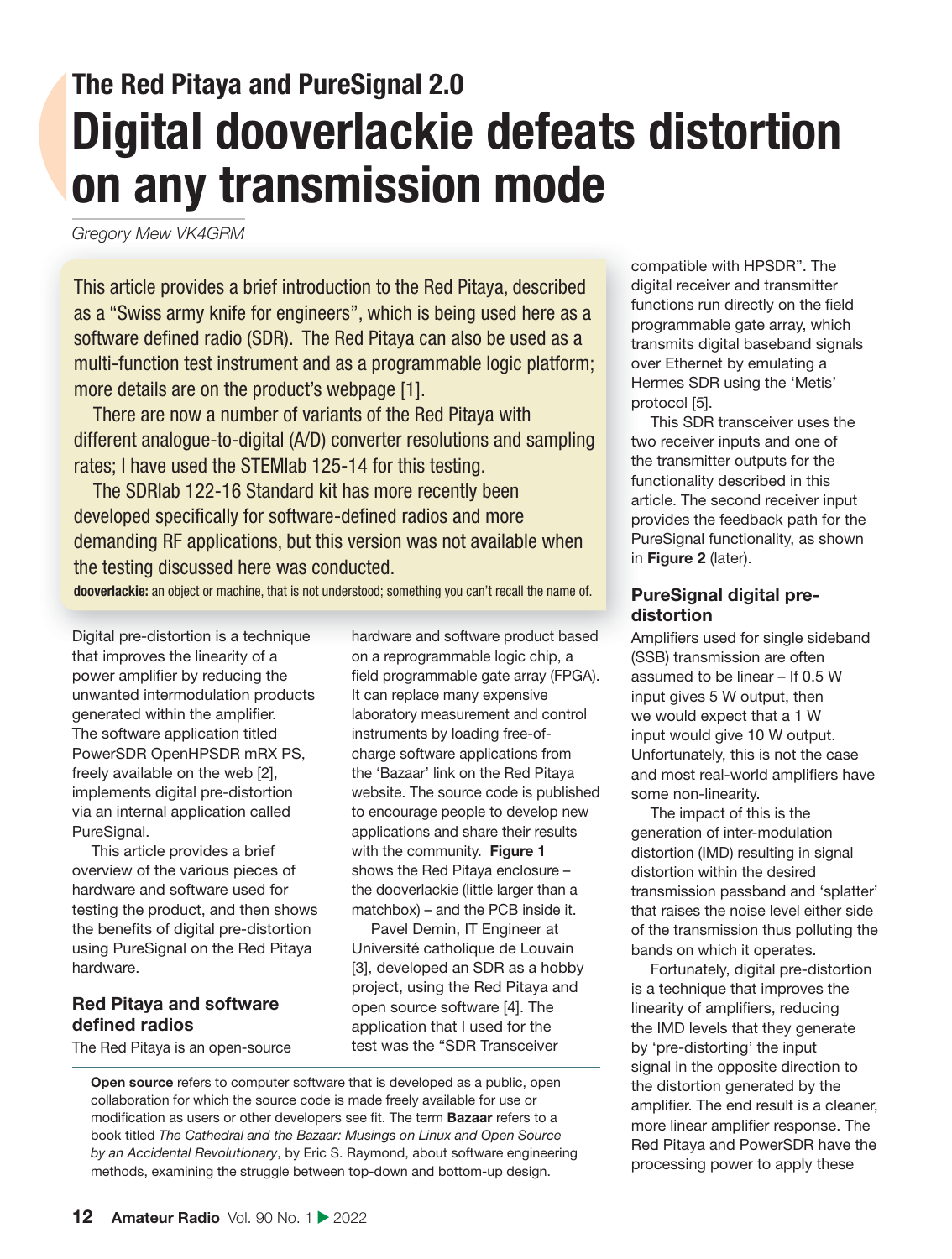## The Red Pitaya and PureSignal 2.0

# Digital dooverlackie defeats distortion on any transmission mode

*Gregory Mew VK4GRM*

This article provides a brief introduction to the Red Pitaya, described as a "Swiss army knife for engineers", which is being used here as a software defined radio (SDR). The Red Pitaya can also be used as a multi-function test instrument and as a programmable logic platform; more details are on the product's webpage [1].

There are now a number of variants of the Red Pitaya with different analogue-to-digital (A/D) converter resolutions and sampling rates; I have used the STEMlab 125-14 for this testing.

The SDRlab 122-16 Standard kit has more recently been developed specifically for software-defined radios and more demanding RF applications, but this version was not available when the testing discussed here was conducted.

**dooverlackie:** an object or machine, that is not understood; something you can't recall the name of.

Digital pre-distortion is a technique that improves the linearity of a power amplifier by reducing the unwanted intermodulation products generated within the amplifier. The software application titled PowerSDR OpenHPSDR mRX PS, freely available on the web [2], implements digital pre-distortion via an internal application called PureSignal.

This article provides a brief overview of the various pieces of hardware and software used for testing the product, and then shows the benefits of digital pre-distortion using PureSignal on the Red Pitaya hardware.

### Red Pitaya and software defined radios

The Red Pitaya is an open-source hardware and software product based on a reprogrammable logic chip, a field programmable gate array (FPGA). It can replace many expensive laboratory measurement and control instruments by loading free-of-charge software applications from the 'Bazaar' link on the Red Pitaya website. The source code is published to encourage people to develop new applications and share their results with the community. **Figure 1** shows the Red Pitaya enclosure – the dooverlackie (little larger than a matchbox) – and the PCB inside it.

Pavel Demin, IT Engineer at Université catholique de Louvain [3], developed an SDR as a hobby project, using the Red Pitaya and open source software [4]. The application that I used for the test was the "SDR Transceiver compatible with HPSDR". The digital receiver and transmitter functions run directly on the field programmable gate array, which transmits digital baseband signals over Ethernet by emulating a Hermes SDR using the 'Metis' protocol [5].

This SDR transceiver uses the two receiver inputs and one of the transmitter outputs for the functionality described in this article. The second receiver input provides the feedback path for the PureSignal functionality, as shown in **Figure 2** (later).

**Open source** refers to computer software that is developed as a public, open collaboration for which the source code is made freely available for use or modification as users or other developers see fit. The term **Bazaar** refers to a book titled *The Cathedral and the Bazaar: Musings on Linux and Open Source by an Accidental Revolutionary*, by Eric S. Raymond, about software engineering methods, examining the struggle between top-down and bottom-up design.

### PureSignal digital pre-distortion

Amplifiers used for single sideband (SSB) transmission are often assumed to be linear – If 0.5 W input gives 5 W output, then we would expect that a 1 W input would give 10 W output. Unfortunately, this is not the case and most real-world amplifiers have some non-linearity.

The impact of this is the generation of inter-modulation distortion (IMD) resulting in signal distortion within the desired transmission passband and 'splatter' that raises the noise level either side of the transmission thus polluting the bands on which it operates.

Fortunately, digital pre-distortion is a technique that improves the linearity of amplifiers, reducing the IMD levels that they generate by 'pre-distorting' the input signal in the opposite direction to the distortion generated by the amplifier. The end result is a cleaner, more linear amplifier response. The Red Pitaya and PowerSDR have the processing power to apply these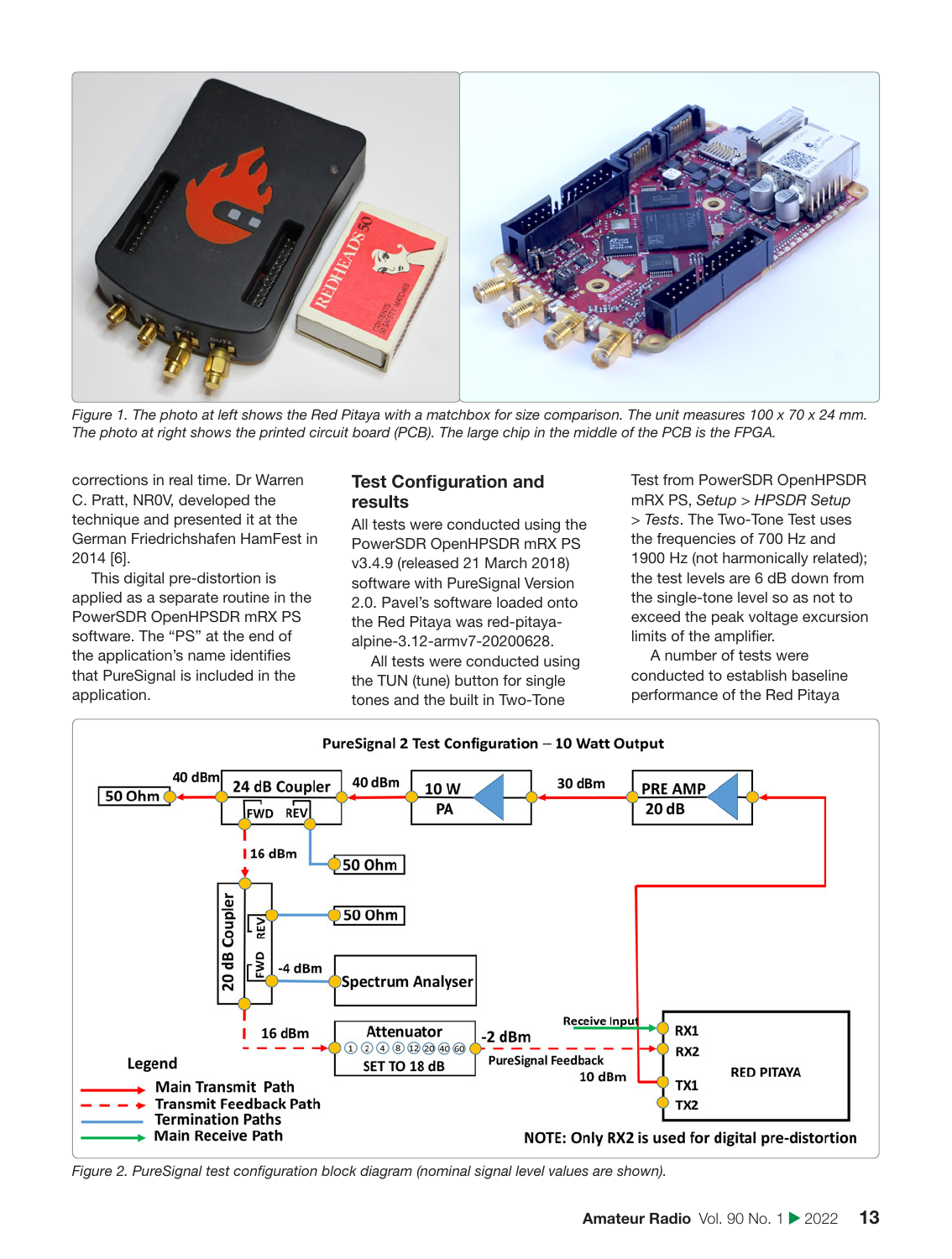Figure 1. The photo at left shows the Red Pitaya with a matchbox for size comparison. The unit measures 100 x 70 x 24 mm. The photo at right shows the printed circuit board (PCB). The large chip in the middle of the PCB is the FPGA.

corrections in real time. Dr Warren C. Pratt, NR0V, developed the technique and presented it at the German Friedrichshafen HamFest in 2014 [6].

This digital pre-distortion is applied as a separate routine in the PowerSDR OpenHPSDR mRX PS software. The "PS" at the end of the application's name identifies that PureSignal is included in the application.

## Test Configuration and results

All tests were conducted using the PowerSDR OpenHPSDR mRX PS v3.4.9 (released 21 March 2018) software with PureSignal Version 2.0. Pavel's software loaded onto the Red Pitaya was red-pitaya-alpine-3.12-armv7-20200628.

All tests were conducted using the TUN (tune) button for single tones and the built in Two-Tone Test from PowerSDR OpenHPSDR mRX PS, *Setup* > *HPSDR Setup* > *Tests*. The Two-Tone Test uses the frequencies of 700 Hz and 1900 Hz (not harmonically related); the test levels are 6 dB down from the single-tone level so as not to exceed the peak voltage excursion limits of the amplifier.

A number of tests were conducted to establish baseline performance of the Red Pitaya

Figure 2. PureSignal test configuration block diagram (nominal signal level values are shown).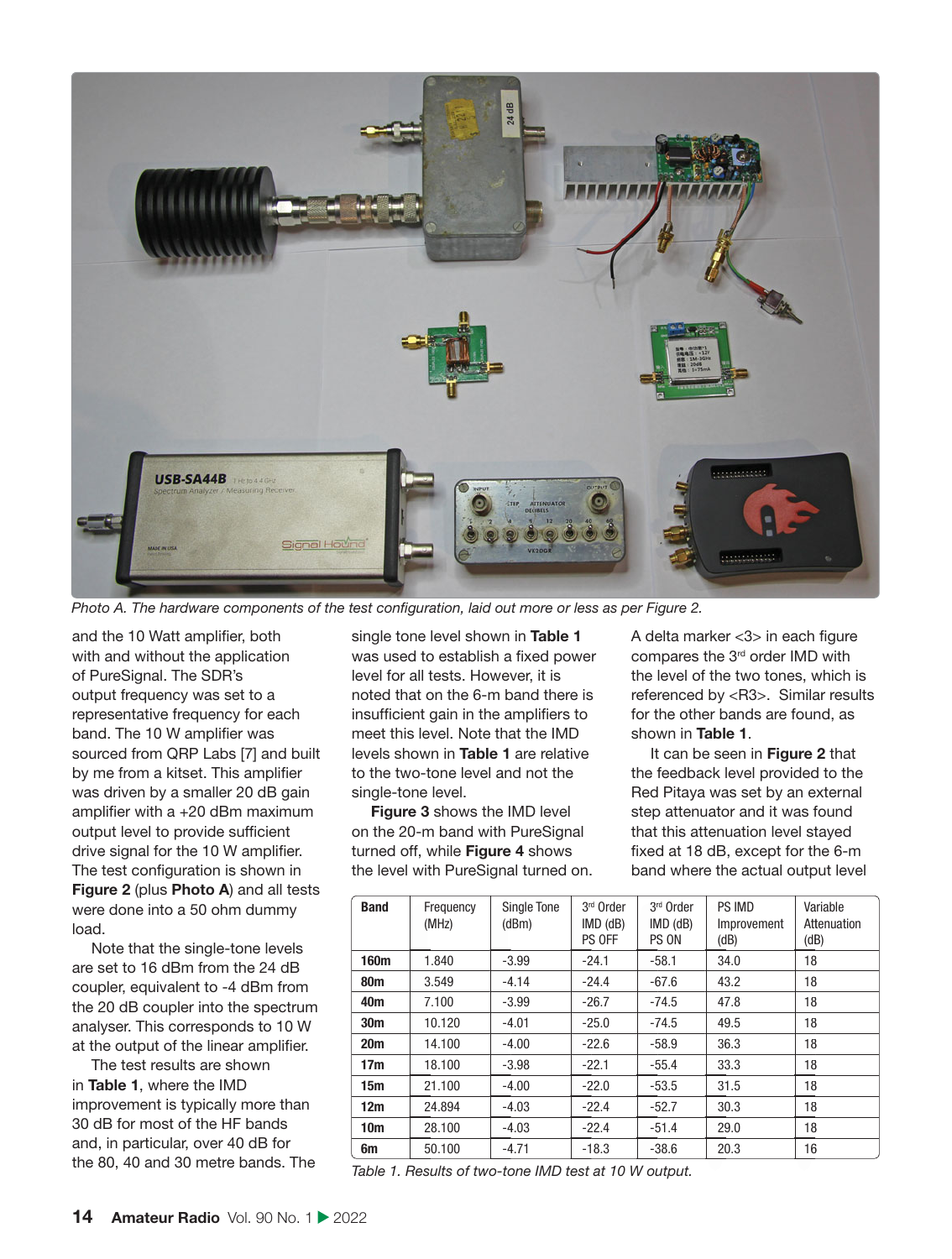*Photo A. The hardware components of the test configuration, laid out more or less as per Figure 2.*

and the 10 Watt amplifier, both with and without the application of PureSignal. The SDR's output frequency was set to a representative frequency for each band. The 10 W amplifier was sourced from QRP Labs [7] and built by me from a kitset. This amplifier was driven by a smaller 20 dB gain amplifier with a +20 dBm maximum output level to provide sufficient drive signal for the 10 W amplifier. The test configuration is shown in **Figure 2** (plus **Photo A**) and all tests were done into a 50 ohm dummy load.

Note that the single-tone levels are set to 16 dBm from the 24 dB coupler, equivalent to -4 dBm from the 20 dB coupler into the spectrum analyser. This corresponds to 10 W at the output of the linear amplifier.

The test results are shown in **Table 1**, where the IMD improvement is typically more than 30 dB for most of the HF bands and, in particular, over 40 dB for the 80, 40 and 30 metre bands. The single tone level shown in **Table 1** was used to establish a fixed power level for all tests. However, it is noted that on the 6-m band there is insufficient gain in the amplifiers to meet this level. Note that the IMD levels shown in **Table 1** are relative to the two-tone level and not the single-tone level.

**Figure 3** shows the IMD level on the 20-m band with PureSignal turned off, while **Figure 4** shows the level with PureSignal turned on. A delta marker <3> in each figure compares the 3rd order IMD with the level of the two tones, which is referenced by <R3>. Similar results for the other bands are found, as shown in **Table 1**.

It can be seen in **Figure 2** that the feedback level provided to the Red Pitaya was set by an external step attenuator and it was found that this attenuation level stayed fixed at 18 dB, except for the 6-m band where the actual output level

| Band | Frequency (MHz) | Single Tone (dBm) | 3rd Order IMD (dB) PS OFF | 3rd Order IMD (dB) PS ON | PS IMD Improvement (dB) | Variable Attenuation (dB) |
|---|---|---|---|---|---|---|
| **160m** | 1.840 | -3.99 | -24.1 | -58.1 | 34.0 | 18 |
| **80m** | 3.549 | -4.14 | -24.4 | -67.6 | 43.2 | 18 |
| **40m** | 7.100 | -3.99 | -26.7 | -74.5 | 47.8 | 18 |
| **30m** | 10.120 | -4.01 | -25.0 | -74.5 | 49.5 | 18 |
| **20m** | 14.100 | -4.00 | -22.6 | -58.9 | 36.3 | 18 |
| **17m** | 18.100 | -3.98 | -22.1 | -55.4 | 33.3 | 18 |
| **15m** | 21.100 | -4.00 | -22.0 | -53.5 | 31.5 | 18 |
| **12m** | 24.894 | -4.03 | -22.4 | -52.7 | 30.3 | 18 |
| **10m** | 28.100 | -4.03 | -22.4 | -51.4 | 29.0 | 18 |
| **6m** | 50.100 | -4.71 | -18.3 | -38.6 | 20.3 | 16 |

*Table 1. Results of two-tone IMD test at 10 W output.*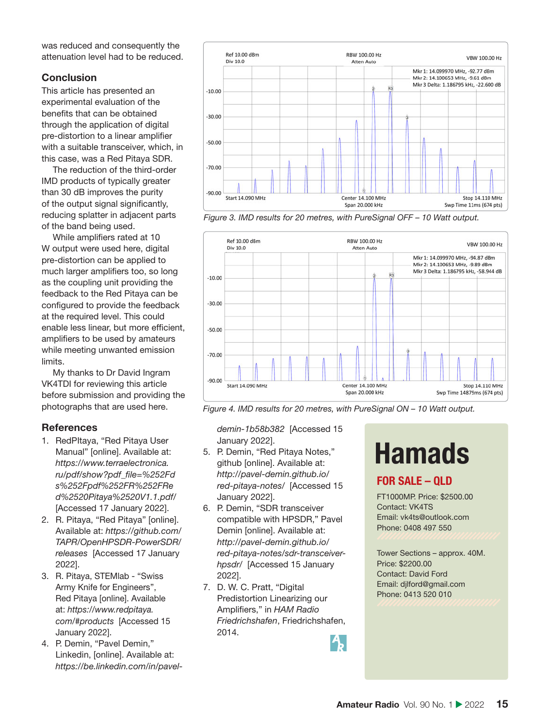was reduced and consequently the attenuation level had to be reduced.

## Conclusion

This article has presented an experimental evaluation of the benefits that can be obtained through the application of digital pre-distortion to a linear amplifier with a suitable transceiver, which, in this case, was a Red Pitaya SDR.

The reduction of the third-order IMD products of typically greater than 30 dB improves the purity of the output signal significantly, reducing splatter in adjacent parts of the band being used.

While amplifiers rated at 10 W output were used here, digital pre-distortion can be applied to much larger amplifiers too, so long as the coupling unit providing the feedback to the Red Pitaya can be configured to provide the feedback at the required level. This could enable less linear, but more efficient, amplifiers to be used by amateurs while meeting unwanted emission limits.

My thanks to Dr David Ingram VK4TDI for reviewing this article before submission and providing the photographs that are used here.

Ref 10.00 dBm
Div 10.0
RBW 100.00 Hz
Atten Auto
VBW 100.00 Hz
Mkr 1: 14.099970 MHz, -92.77 dBm
Mkr 2: 14.100653 MHz, -9.61 dBm
Mkr 3 Delta: 1.186795 kHz, -22.600 dB
-10.00
-30.00
-50.00
-70.00
-90.00
Start 14.090 MHz
Center 14.100 MHz
Span 20.000 kHz
Stop 14.110 MHz
Swp Time 11ms (674 pts)

*Figure 3. IMD results for 20 metres, with PureSignal OFF – 10 Watt output.*

Ref 10.00 dBm
Div 10.0
RBW 100.00 Hz
Atten Auto
VBW 100.00 Hz
Mkr 1: 14.099970 MHz, -94.87 dBm
Mkr 2: 14.100653 MHz, -9.89 dBm
Mkr 3 Delta: 1.186795 kHz, -58.944 dB
-10.00
-30.00
-50.00
-70.00
-90.00
Start 14.090 MHz
Center 14.100 MHz
Span 20.000 kHz
Stop 14.110 MHz
Swp Time 14879ms (674 pts)

*Figure 4. IMD results for 20 metres, with PureSignal ON – 10 Watt output.*

## References

1. RedPItaya, “Red Pitaya User Manual” [online]. Available at: *https://www.terraelectronica.ru/pdf/show?pdf_file=%252Fds%252Fpdf%252FR%252FRed%2520Pitaya%2520V1.1.pdf/* [Accessed 17 January 2022].
2. R. Pitaya, “Red Pitaya” [online]. Available at: *https://github.com/TAPR/OpenHPSDR-PowerSDR/releases* [Accessed 17 January 2022].
3. R. Pitaya, STEMlab - “Swiss Army Knife for Engineers”, Red Pitaya [online]. Available at: *https://www.redpitaya.com/#products* [Accessed 15 January 2022].
4. P. Demin, “Pavel Demin,” Linkedin, [online]. Available at: *https://be.linkedin.com/in/pavel-demin-1b58b382* [Accessed 15 January 2022].
5. P. Demin, “Red Pitaya Notes,” github [online]. Available at: *http://pavel-demin.github.io/red-pitaya-notes/* [Accessed 15 January 2022].
6. P. Demin, “SDR transceiver compatible with HPSDR,” Pavel Demin [online]. Available at: *http://pavel-demin.github.io/red-pitaya-notes/sdr-transceiver-hpsdr/* [Accessed 15 January 2022].
7. D. W. C. Pratt, “Digital Predistortion Linearizing our Amplifiers,” in *HAM Radio Friedrichshafen*, Friedrichshafen, 2014.

# Hamads

## FOR SALE – QLD

FT1000MP. Price: $2500.00
Contact: VK4TS
Email: vk4ts@outlook.com
Phone: 0408 497 550

Tower Sections – approx. 40M.
Price: $2200.00
Contact: David Ford
Email: djlford@gmail.com
Phone: 0413 520 010